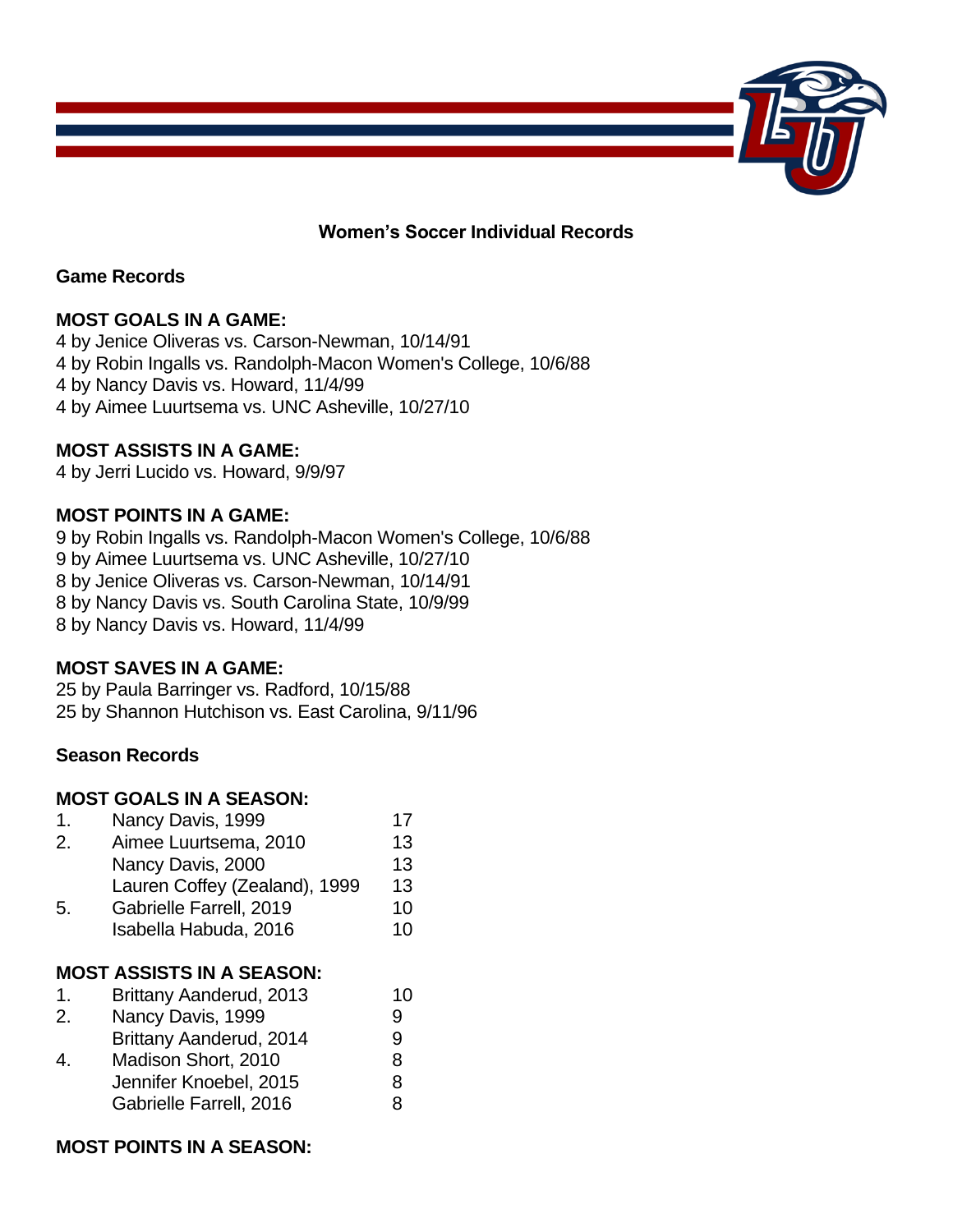# Women's Soccer Individual Records

## Game Records

### MOST GOALS IN A GAME:
4 by Jenice Oliveras vs. Carson-Newman, 10/14/91
4 by Robin Ingalls vs. Randolph-Macon Women's College, 10/6/88
4 by Nancy Davis vs. Howard, 11/4/99
4 by Aimee Luurtsema vs. UNC Asheville, 10/27/10

### MOST ASSISTS IN A GAME:
4 by Jerri Lucido vs. Howard, 9/9/97

### MOST POINTS IN A GAME:
9 by Robin Ingalls vs. Randolph-Macon Women's College, 10/6/88
9 by Aimee Luurtsema vs. UNC Asheville, 10/27/10
8 by Jenice Oliveras vs. Carson-Newman, 10/14/91
8 by Nancy Davis vs. South Carolina State, 10/9/99
8 by Nancy Davis vs. Howard, 11/4/99

### MOST SAVES IN A GAME:
25 by Paula Barringer vs. Radford, 10/15/88
25 by Shannon Hutchison vs. East Carolina, 9/11/96

## Season Records

### MOST GOALS IN A SEASON:

| Rank | Player | Goals |
|---|---|---|
| 1. | Nancy Davis, 1999 | 17 |
| 2. | Aimee Luurtsema, 2010 | 13 |
| | Nancy Davis, 2000 | 13 |
| | Lauren Coffey (Zealand), 1999 | 13 |
| 5. | Gabrielle Farrell, 2019 | 10 |
| | Isabella Habuda, 2016 | 10 |

### MOST ASSISTS IN A SEASON:

| Rank | Player | Assists |
|---|---|---|
| 1. | Brittany Aanderud, 2013 | 10 |
| 2. | Nancy Davis, 1999 | 9 |
| | Brittany Aanderud, 2014 | 9 |
| 4. | Madison Short, 2010 | 8 |
| | Jennifer Knoebel, 2015 | 8 |
| | Gabrielle Farrell, 2016 | 8 |

### MOST POINTS IN A SEASON: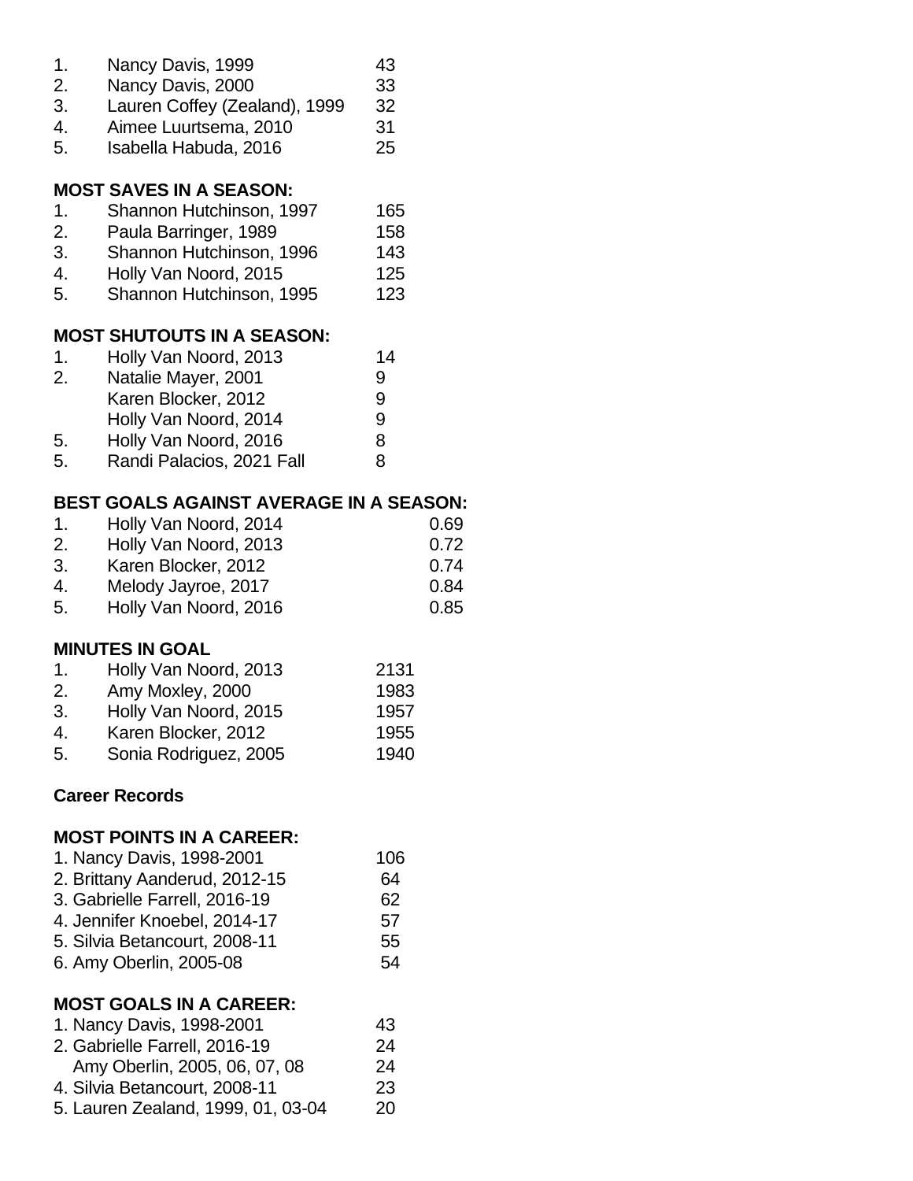| | | |
|---|---|---|
| 1. | Nancy Davis, 1999 | 43 |
| 2. | Nancy Davis, 2000 | 33 |
| 3. | Lauren Coffey (Zealand), 1999 | 32 |
| 4. | Aimee Luurtsema, 2010 | 31 |
| 5. | Isabella Habuda, 2016 | 25 |

**MOST SAVES IN A SEASON:**

| | | |
|---|---|---|
| 1. | Shannon Hutchinson, 1997 | 165 |
| 2. | Paula Barringer, 1989 | 158 |
| 3. | Shannon Hutchinson, 1996 | 143 |
| 4. | Holly Van Noord, 2015 | 125 |
| 5. | Shannon Hutchinson, 1995 | 123 |

**MOST SHUTOUTS IN A SEASON:**

| | | |
|---|---|---|
| 1. | Holly Van Noord, 2013 | 14 |
| 2. | Natalie Mayer, 2001 | 9 |
| | Karen Blocker, 2012 | 9 |
| | Holly Van Noord, 2014 | 9 |
| 5. | Holly Van Noord, 2016 | 8 |
| 5. | Randi Palacios, 2021 Fall | 8 |

**BEST GOALS AGAINST AVERAGE IN A SEASON:**

| | | |
|---|---|---|
| 1. | Holly Van Noord, 2014 | 0.69 |
| 2. | Holly Van Noord, 2013 | 0.72 |
| 3. | Karen Blocker, 2012 | 0.74 |
| 4. | Melody Jayroe, 2017 | 0.84 |
| 5. | Holly Van Noord, 2016 | 0.85 |

**MINUTES IN GOAL**

| | | |
|---|---|---|
| 1. | Holly Van Noord, 2013 | 2131 |
| 2. | Amy Moxley, 2000 | 1983 |
| 3. | Holly Van Noord, 2015 | 1957 |
| 4. | Karen Blocker, 2012 | 1955 |
| 5. | Sonia Rodriguez, 2005 | 1940 |

**Career Records**

**MOST POINTS IN A CAREER:**

| | |
|---|---|
| 1. Nancy Davis, 1998-2001 | 106 |
| 2. Brittany Aanderud, 2012-15 | 64 |
| 3. Gabrielle Farrell, 2016-19 | 62 |
| 4. Jennifer Knoebel, 2014-17 | 57 |
| 5. Silvia Betancourt, 2008-11 | 55 |
| 6. Amy Oberlin, 2005-08 | 54 |

**MOST GOALS IN A CAREER:**

| | |
|---|---|
| 1. Nancy Davis, 1998-2001 | 43 |
| 2. Gabrielle Farrell, 2016-19 | 24 |
| Amy Oberlin, 2005, 06, 07, 08 | 24 |
| 4. Silvia Betancourt, 2008-11 | 23 |
| 5. Lauren Zealand, 1999, 01, 03-04 | 20 |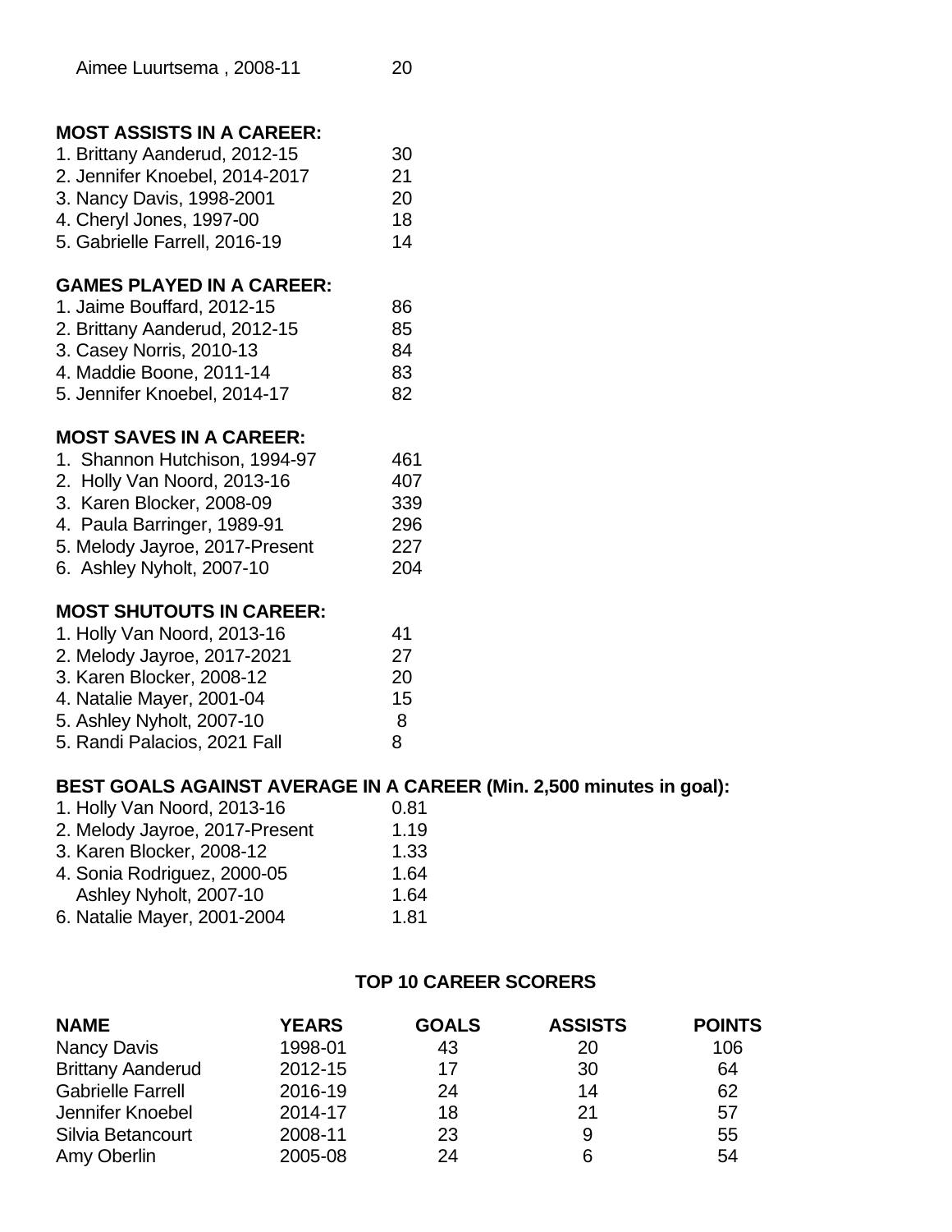Aimee Luurtsema , 2008-11 20

**MOST ASSISTS IN A CAREER:**

1. Brittany Aanderud, 2012-15 30
2. Jennifer Knoebel, 2014-2017 21
3. Nancy Davis, 1998-2001 20
4. Cheryl Jones, 1997-00 18
5. Gabrielle Farrell, 2016-19 14

**GAMES PLAYED IN A CAREER:**

1. Jaime Bouffard, 2012-15 86
2. Brittany Aanderud, 2012-15 85
3. Casey Norris, 2010-13 84
4. Maddie Boone, 2011-14 83
5. Jennifer Knoebel, 2014-17 82

**MOST SAVES IN A CAREER:**

1. Shannon Hutchison, 1994-97 461
2. Holly Van Noord, 2013-16 407
3. Karen Blocker, 2008-09 339
4. Paula Barringer, 1989-91 296
5. Melody Jayroe, 2017-Present 227
6. Ashley Nyholt, 2007-10 204

**MOST SHUTOUTS IN CAREER:**

1. Holly Van Noord, 2013-16 41
2. Melody Jayroe, 2017-2021 27
3. Karen Blocker, 2008-12 20
4. Natalie Mayer, 2001-04 15
5. Ashley Nyholt, 2007-10 8
5. Randi Palacios, 2021 Fall 8

**BEST GOALS AGAINST AVERAGE IN A CAREER (Min. 2,500 minutes in goal):**

1. Holly Van Noord, 2013-16 0.81
2. Melody Jayroe, 2017-Present 1.19
3. Karen Blocker, 2008-12 1.33
4. Sonia Rodriguez, 2000-05 1.64
   Ashley Nyholt, 2007-10 1.64
6. Natalie Mayer, 2001-2004 1.81

**TOP 10 CAREER SCORERS**

| NAME | YEARS | GOALS | ASSISTS | POINTS |
|---|---|---|---|---|
| Nancy Davis | 1998-01 | 43 | 20 | 106 |
| Brittany Aanderud | 2012-15 | 17 | 30 | 64 |
| Gabrielle Farrell | 2016-19 | 24 | 14 | 62 |
| Jennifer Knoebel | 2014-17 | 18 | 21 | 57 |
| Silvia Betancourt | 2008-11 | 23 | 9 | 55 |
| Amy Oberlin | 2005-08 | 24 | 6 | 54 |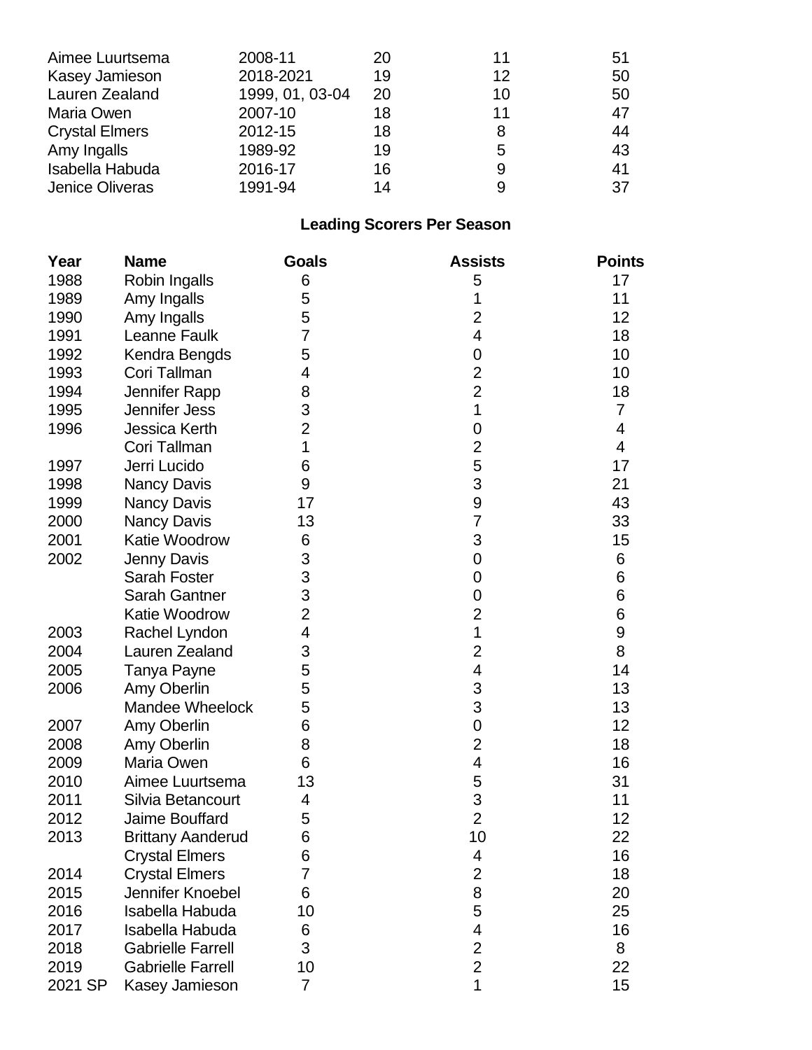| | | | | |
|---|---|---|---|---|
| Aimee Luurtsema | 2008-11 | 20 | 11 | 51 |
| Kasey Jamieson | 2018-2021 | 19 | 12 | 50 |
| Lauren Zealand | 1999, 01, 03-04 | 20 | 10 | 50 |
| Maria Owen | 2007-10 | 18 | 11 | 47 |
| Crystal Elmers | 2012-15 | 18 | 8 | 44 |
| Amy Ingalls | 1989-92 | 19 | 5 | 43 |
| Isabella Habuda | 2016-17 | 16 | 9 | 41 |
| Jenice Oliveras | 1991-94 | 14 | 9 | 37 |

**Leading Scorers Per Season**

| Year | Name | Goals | Assists | Points |
|---|---|---|---|---|
| 1988 | Robin Ingalls | 6 | 5 | 17 |
| 1989 | Amy Ingalls | 5 | 1 | 11 |
| 1990 | Amy Ingalls | 5 | 2 | 12 |
| 1991 | Leanne Faulk | 7 | 4 | 18 |
| 1992 | Kendra Bengds | 5 | 0 | 10 |
| 1993 | Cori Tallman | 4 | 2 | 10 |
| 1994 | Jennifer Rapp | 8 | 2 | 18 |
| 1995 | Jennifer Jess | 3 | 1 | 7 |
| 1996 | Jessica Kerth | 2 | 0 | 4 |
| | Cori Tallman | 1 | 2 | 4 |
| 1997 | Jerri Lucido | 6 | 5 | 17 |
| 1998 | Nancy Davis | 9 | 3 | 21 |
| 1999 | Nancy Davis | 17 | 9 | 43 |
| 2000 | Nancy Davis | 13 | 7 | 33 |
| 2001 | Katie Woodrow | 6 | 3 | 15 |
| 2002 | Jenny Davis | 3 | 0 | 6 |
| | Sarah Foster | 3 | 0 | 6 |
| | Sarah Gantner | 3 | 0 | 6 |
| | Katie Woodrow | 2 | 2 | 6 |
| 2003 | Rachel Lyndon | 4 | 1 | 9 |
| 2004 | Lauren Zealand | 3 | 2 | 8 |
| 2005 | Tanya Payne | 5 | 4 | 14 |
| 2006 | Amy Oberlin | 5 | 3 | 13 |
| | Mandee Wheelock | 5 | 3 | 13 |
| 2007 | Amy Oberlin | 6 | 0 | 12 |
| 2008 | Amy Oberlin | 8 | 2 | 18 |
| 2009 | Maria Owen | 6 | 4 | 16 |
| 2010 | Aimee Luurtsema | 13 | 5 | 31 |
| 2011 | Silvia Betancourt | 4 | 3 | 11 |
| 2012 | Jaime Bouffard | 5 | 2 | 12 |
| 2013 | Brittany Aanderud | 6 | 10 | 22 |
| | Crystal Elmers | 6 | 4 | 16 |
| 2014 | Crystal Elmers | 7 | 2 | 18 |
| 2015 | Jennifer Knoebel | 6 | 8 | 20 |
| 2016 | Isabella Habuda | 10 | 5 | 25 |
| 2017 | Isabella Habuda | 6 | 4 | 16 |
| 2018 | Gabrielle Farrell | 3 | 2 | 8 |
| 2019 | Gabrielle Farrell | 10 | 2 | 22 |
| 2021 SP | Kasey Jamieson | 7 | 1 | 15 |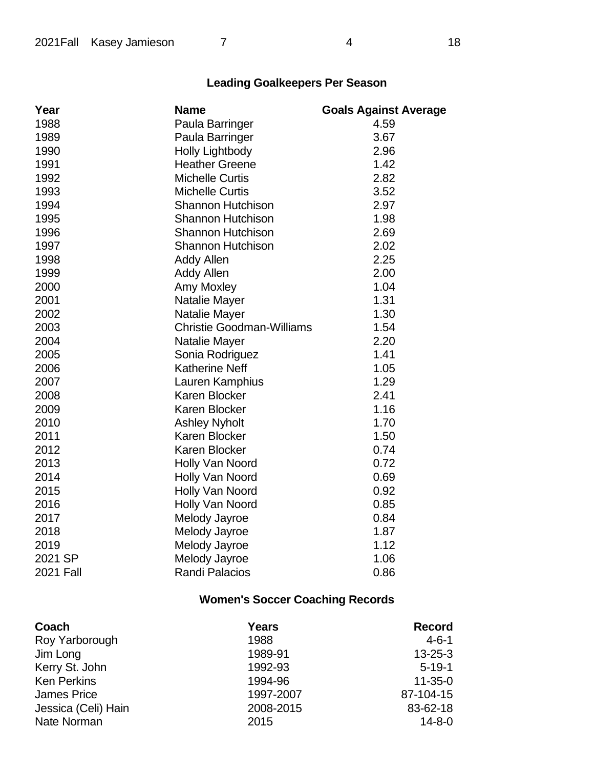| 2021Fall | Kasey Jamieson | 7 | 4 | 18 |
|---|---|---|---|---|

## Leading Goalkeepers Per Season

| Year | Name | Goals Against Average |
|---|---|---|
| 1988 | Paula Barringer | 4.59 |
| 1989 | Paula Barringer | 3.67 |
| 1990 | Holly Lightbody | 2.96 |
| 1991 | Heather Greene | 1.42 |
| 1992 | Michelle Curtis | 2.82 |
| 1993 | Michelle Curtis | 3.52 |
| 1994 | Shannon Hutchison | 2.97 |
| 1995 | Shannon Hutchison | 1.98 |
| 1996 | Shannon Hutchison | 2.69 |
| 1997 | Shannon Hutchison | 2.02 |
| 1998 | Addy Allen | 2.25 |
| 1999 | Addy Allen | 2.00 |
| 2000 | Amy Moxley | 1.04 |
| 2001 | Natalie Mayer | 1.31 |
| 2002 | Natalie Mayer | 1.30 |
| 2003 | Christie Goodman-Williams | 1.54 |
| 2004 | Natalie Mayer | 2.20 |
| 2005 | Sonia Rodriguez | 1.41 |
| 2006 | Katherine Neff | 1.05 |
| 2007 | Lauren Kamphius | 1.29 |
| 2008 | Karen Blocker | 2.41 |
| 2009 | Karen Blocker | 1.16 |
| 2010 | Ashley Nyholt | 1.70 |
| 2011 | Karen Blocker | 1.50 |
| 2012 | Karen Blocker | 0.74 |
| 2013 | Holly Van Noord | 0.72 |
| 2014 | Holly Van Noord | 0.69 |
| 2015 | Holly Van Noord | 0.92 |
| 2016 | Holly Van Noord | 0.85 |
| 2017 | Melody Jayroe | 0.84 |
| 2018 | Melody Jayroe | 1.87 |
| 2019 | Melody Jayroe | 1.12 |
| 2021 SP | Melody Jayroe | 1.06 |
| 2021 Fall | Randi Palacios | 0.86 |

## Women's Soccer Coaching Records

| Coach | Years | Record |
|---|---|---|
| Roy Yarborough | 1988 | 4-6-1 |
| Jim Long | 1989-91 | 13-25-3 |
| Kerry St. John | 1992-93 | 5-19-1 |
| Ken Perkins | 1994-96 | 11-35-0 |
| James Price | 1997-2007 | 87-104-15 |
| Jessica (Celi) Hain | 2008-2015 | 83-62-18 |
| Nate Norman | 2015 | 14-8-0 |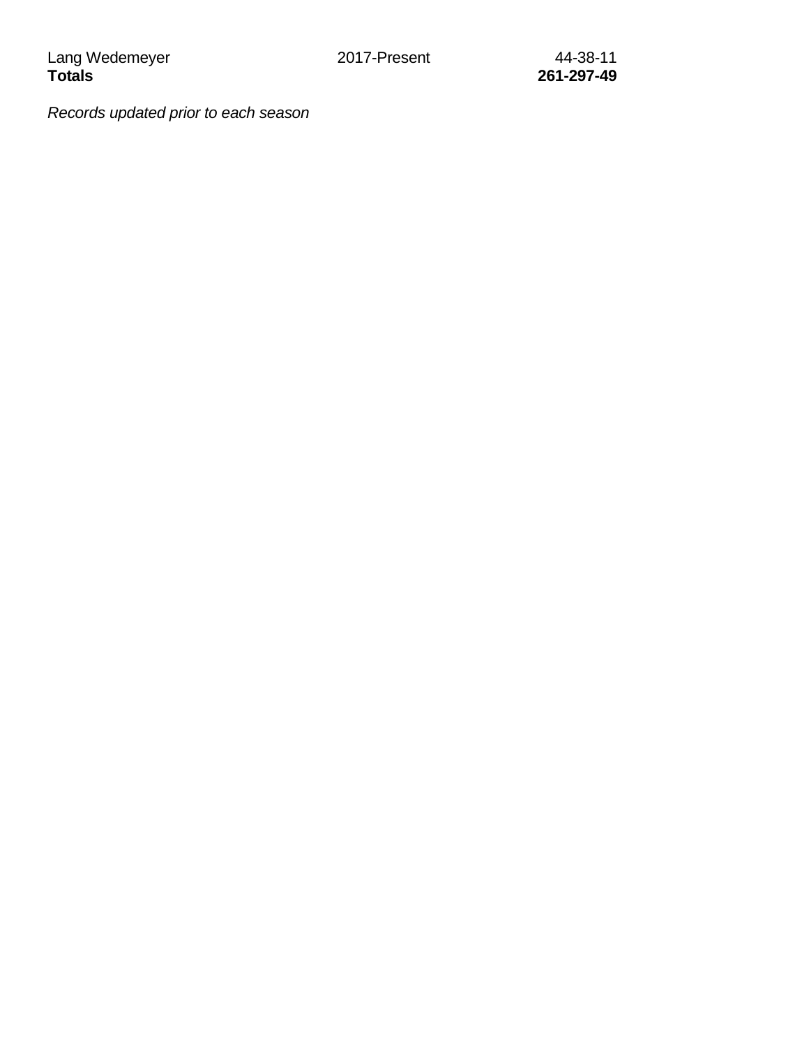| | | |
|---|---|---|
| Lang Wedemeyer | 2017-Present | 44-38-11 |
| **Totals** | | **261-297-49** |

*Records updated prior to each season*